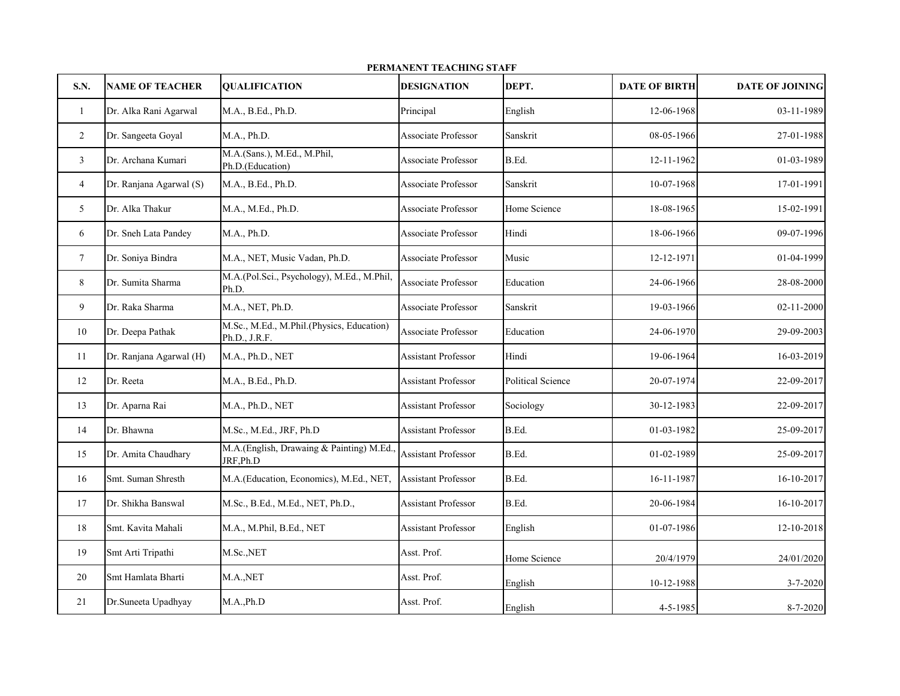**PERMANENT TEACHING STAFF**

| S.N. | NAME OF TEACHER | QUALIFICATION | DESIGNATION | DEPT. | DATE OF BIRTH | DATE OF JOINING |
|---|---|---|---|---|---|---|
| 1 | Dr. Alka Rani Agarwal | M.A., B.Ed., Ph.D. | Principal | English | 12-06-1968 | 03-11-1989 |
| 2 | Dr. Sangeeta Goyal | M.A., Ph.D. | Associate Professor | Sanskrit | 08-05-1966 | 27-01-1988 |
| 3 | Dr. Archana Kumari | M.A.(Sans.), M.Ed., M.Phil, Ph.D.(Education) | Associate Professor | B.Ed. | 12-11-1962 | 01-03-1989 |
| 4 | Dr. Ranjana Agarwal (S) | M.A., B.Ed., Ph.D. | Associate Professor | Sanskrit | 10-07-1968 | 17-01-1991 |
| 5 | Dr. Alka Thakur | M.A., M.Ed., Ph.D. | Associate Professor | Home Science | 18-08-1965 | 15-02-1991 |
| 6 | Dr. Sneh Lata Pandey | M.A., Ph.D. | Associate Professor | Hindi | 18-06-1966 | 09-07-1996 |
| 7 | Dr. Soniya Bindra | M.A., NET, Music Vadan, Ph.D. | Associate Professor | Music | 12-12-1971 | 01-04-1999 |
| 8 | Dr. Sumita Sharma | M.A.(Pol.Sci., Psychology), M.Ed., M.Phil, Ph.D. | Associate Professor | Education | 24-06-1966 | 28-08-2000 |
| 9 | Dr. Raka Sharma | M.A., NET, Ph.D. | Associate Professor | Sanskrit | 19-03-1966 | 02-11-2000 |
| 10 | Dr. Deepa Pathak | M.Sc., M.Ed., M.Phil.(Physics, Education) Ph.D., J.R.F. | Associate Professor | Education | 24-06-1970 | 29-09-2003 |
| 11 | Dr. Ranjana Agarwal (H) | M.A., Ph.D., NET | Assistant Professor | Hindi | 19-06-1964 | 16-03-2019 |
| 12 | Dr. Reeta | M.A., B.Ed., Ph.D. | Assistant Professor | Political Science | 20-07-1974 | 22-09-2017 |
| 13 | Dr. Aparna Rai | M.A., Ph.D., NET | Assistant Professor | Sociology | 30-12-1983 | 22-09-2017 |
| 14 | Dr. Bhawna | M.Sc., M.Ed., JRF, Ph.D | Assistant Professor | B.Ed. | 01-03-1982 | 25-09-2017 |
| 15 | Dr. Amita Chaudhary | M.A.(English, Drawaing & Painting) M.Ed., JRF,Ph.D | Assistant Professor | B.Ed. | 01-02-1989 | 25-09-2017 |
| 16 | Smt. Suman Shresth | M.A.(Education, Economics), M.Ed., NET, | Assistant Professor | B.Ed. | 16-11-1987 | 16-10-2017 |
| 17 | Dr. Shikha Banswal | M.Sc., B.Ed., M.Ed., NET, Ph.D., | Assistant Professor | B.Ed. | 20-06-1984 | 16-10-2017 |
| 18 | Smt. Kavita Mahali | M.A., M.Phil, B.Ed., NET | Assistant Professor | English | 01-07-1986 | 12-10-2018 |
| 19 | Smt Arti Tripathi | M.Sc.,NET | Asst. Prof. | Home Science | 20/4/1979 | 24/01/2020 |
| 20 | Smt Hamlata Bharti | M.A.,NET | Asst. Prof. | English | 10-12-1988 | 3-7-2020 |
| 21 | Dr.Suneeta Upadhyay | M.A.,Ph.D | Asst. Prof. | English | 4-5-1985 | 8-7-2020 |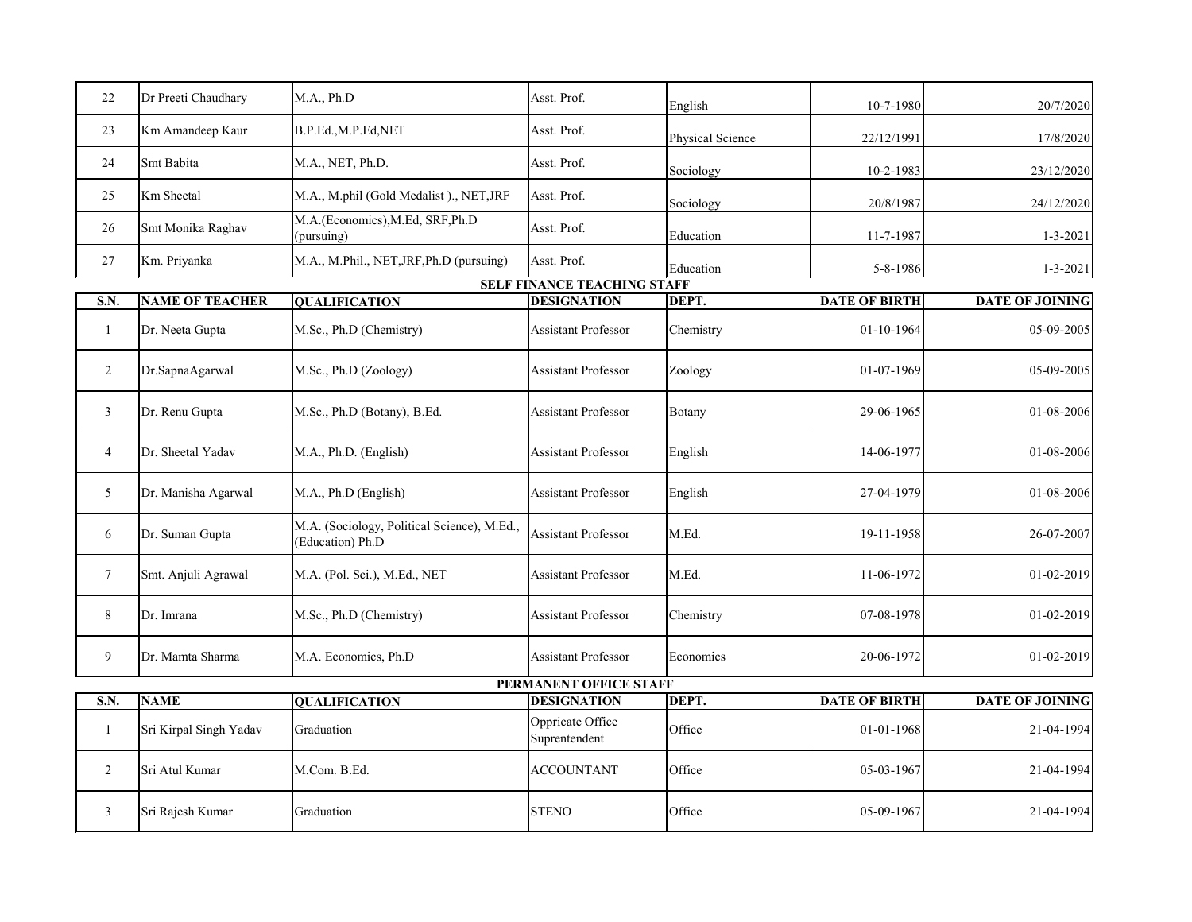| 22 | Dr Preeti Chaudhary | M.A., Ph.D | Asst. Prof. | English | 10-7-1980 | 20/7/2020 |
|---|---|---|---|---|---|---|
| 23 | Km Amandeep Kaur | B.P.Ed.,M.P.Ed,NET | Asst. Prof. | Physical Science | 22/12/1991 | 17/8/2020 |
| 24 | Smt Babita | M.A., NET, Ph.D. | Asst. Prof. | Sociology | 10-2-1983 | 23/12/2020 |
| 25 | Km Sheetal | M.A., M.phil (Gold Medalist )., NET,JRF | Asst. Prof. | Sociology | 20/8/1987 | 24/12/2020 |
| 26 | Smt Monika Raghav | M.A.(Economics),M.Ed, SRF,Ph.D (pursuing) | Asst. Prof. | Education | 11-7-1987 | 1-3-2021 |
| 27 | Km. Priyanka | M.A., M.Phil., NET,JRF,Ph.D (pursuing) | Asst. Prof. | Education | 5-8-1986 | 1-3-2021 |

**SELF FINANCE TEACHING STAFF**

| S.N. | NAME OF TEACHER | QUALIFICATION | DESIGNATION | DEPT. | DATE OF BIRTH | DATE OF JOINING |
|---|---|---|---|---|---|---|
| 1 | Dr. Neeta Gupta | M.Sc., Ph.D (Chemistry) | Assistant Professor | Chemistry | 01-10-1964 | 05-09-2005 |
| 2 | Dr.SapnaAgarwal | M.Sc., Ph.D (Zoology) | Assistant Professor | Zoology | 01-07-1969 | 05-09-2005 |
| 3 | Dr. Renu Gupta | M.Sc., Ph.D (Botany), B.Ed. | Assistant Professor | Botany | 29-06-1965 | 01-08-2006 |
| 4 | Dr. Sheetal Yadav | M.A., Ph.D. (English) | Assistant Professor | English | 14-06-1977 | 01-08-2006 |
| 5 | Dr. Manisha Agarwal | M.A., Ph.D (English) | Assistant Professor | English | 27-04-1979 | 01-08-2006 |
| 6 | Dr. Suman Gupta | M.A. (Sociology, Political Science), M.Ed., (Education) Ph.D | Assistant Professor | M.Ed. | 19-11-1958 | 26-07-2007 |
| 7 | Smt. Anjuli Agrawal | M.A. (Pol. Sci.), M.Ed., NET | Assistant Professor | M.Ed. | 11-06-1972 | 01-02-2019 |
| 8 | Dr. Imrana | M.Sc., Ph.D (Chemistry) | Assistant Professor | Chemistry | 07-08-1978 | 01-02-2019 |
| 9 | Dr. Mamta Sharma | M.A. Economics, Ph.D | Assistant Professor | Economics | 20-06-1972 | 01-02-2019 |

**PERMANENT OFFICE STAFF**

| S.N. | NAME | QUALIFICATION | DESIGNATION | DEPT. | DATE OF BIRTH | DATE OF JOINING |
|---|---|---|---|---|---|---|
| 1 | Sri Kirpal Singh Yadav | Graduation | Oppricate Office Suprentendent | Office | 01-01-1968 | 21-04-1994 |
| 2 | Sri Atul Kumar | M.Com. B.Ed. | ACCOUNTANT | Office | 05-03-1967 | 21-04-1994 |
| 3 | Sri Rajesh Kumar | Graduation | STENO | Office | 05-09-1967 | 21-04-1994 |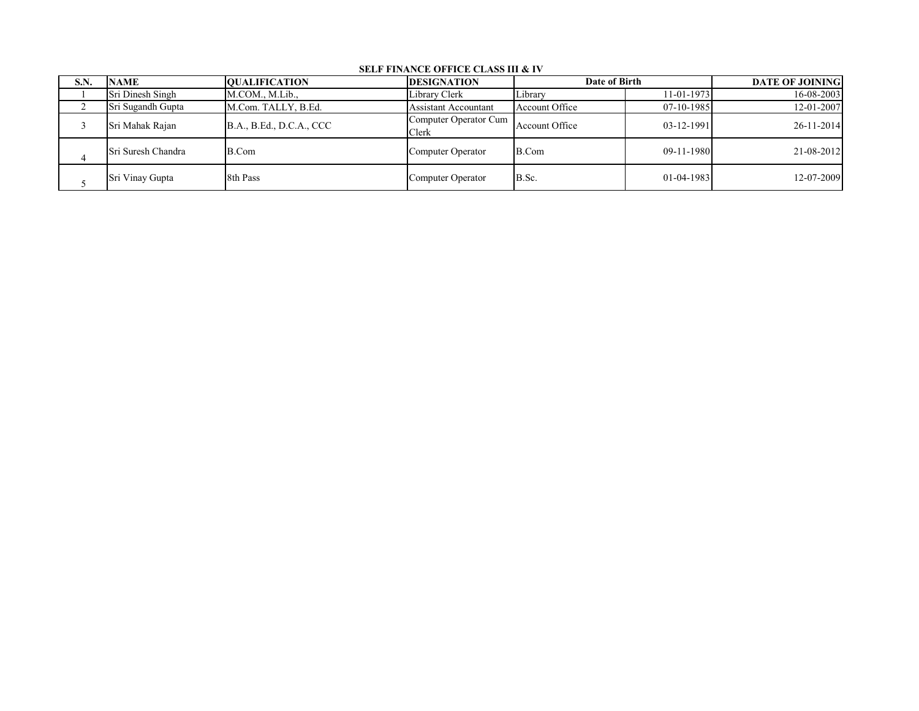**SELF FINANCE OFFICE CLASS III & IV**

| S.N. | NAME | QUALIFICATION | DESIGNATION | Date of Birth | | DATE OF JOINING |
|---|---|---|---|---|---|---|
| 1 | Sri Dinesh Singh | M.COM., M.Lib., | Library Clerk | Library | 11-01-1973 | 16-08-2003 |
| 2 | Sri Sugandh Gupta | M.Com. TALLY, B.Ed. | Assistant Accountant | Account Office | 07-10-1985 | 12-01-2007 |
| 3 | Sri Mahak Rajan | B.A., B.Ed., D.C.A., CCC | Computer Operator Cum Clerk | Account Office | 03-12-1991 | 26-11-2014 |
| 4 | Sri Suresh Chandra | B.Com | Computer Operator | B.Com | 09-11-1980 | 21-08-2012 |
| 5 | Sri Vinay Gupta | 8th Pass | Computer Operator | B.Sc. | 01-04-1983 | 12-07-2009 |